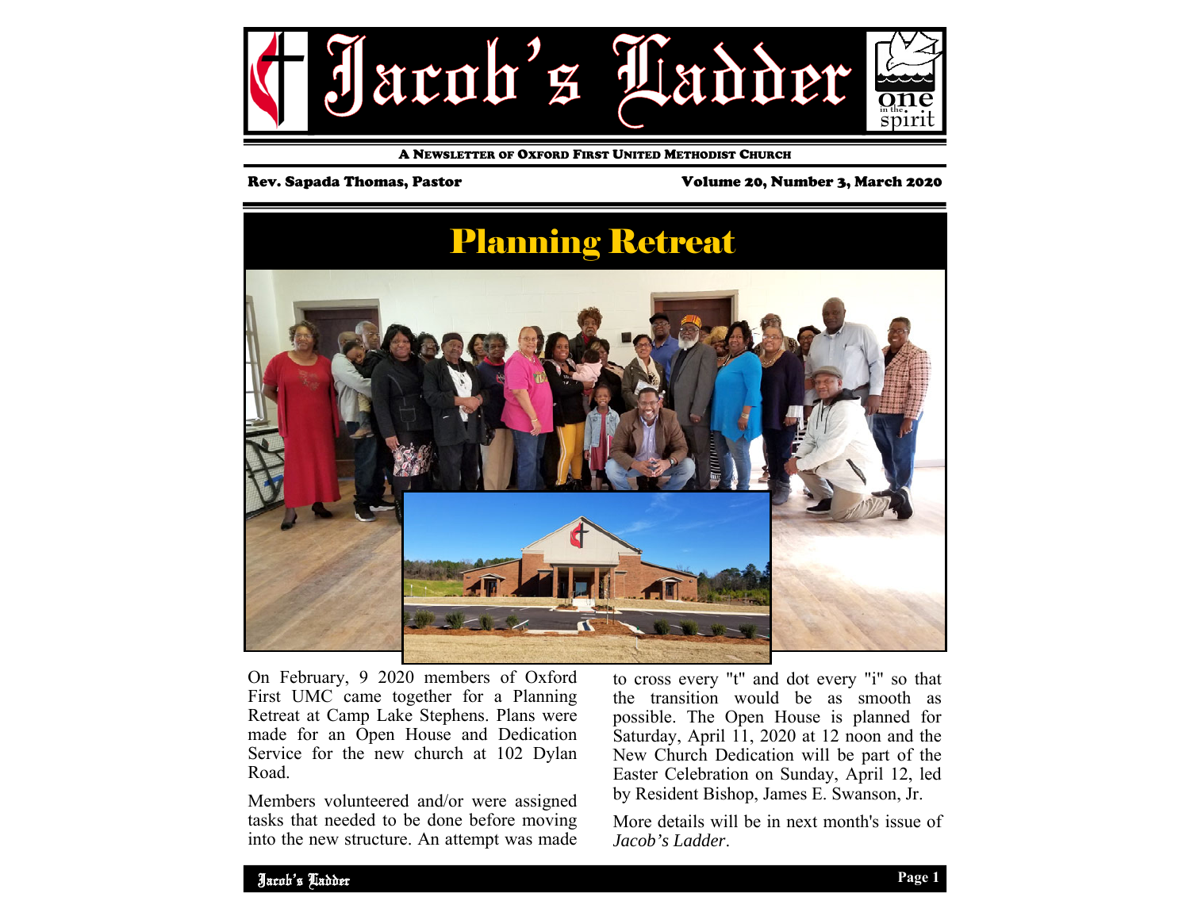# Jacob's Ladder

A NEWSLETTER OF OXFORD FIRST UNITED METHODIST CHURCH

**Rev. Sapada Thomas, Pastor** — **Volume 20, Number 3, March 2020**

## Planning Retreat

On February, 9 2020 members of Oxford First UMC came together for a Planning Retreat at Camp Lake Stephens. Plans were made for an Open House and Dedication Service for the new church at 102 Dylan Road.

Members volunteered and/or were assigned tasks that needed to be done before moving into the new structure. An attempt was made to cross every "t" and dot every "i" so that the transition would be as smooth as possible. The Open House is planned for Saturday, April 11, 2020 at 12 noon and the New Church Dedication will be part of the Easter Celebration on Sunday, April 12, led by Resident Bishop, James E. Swanson, Jr.

More details will be in next month's issue of *Jacob's Ladder*.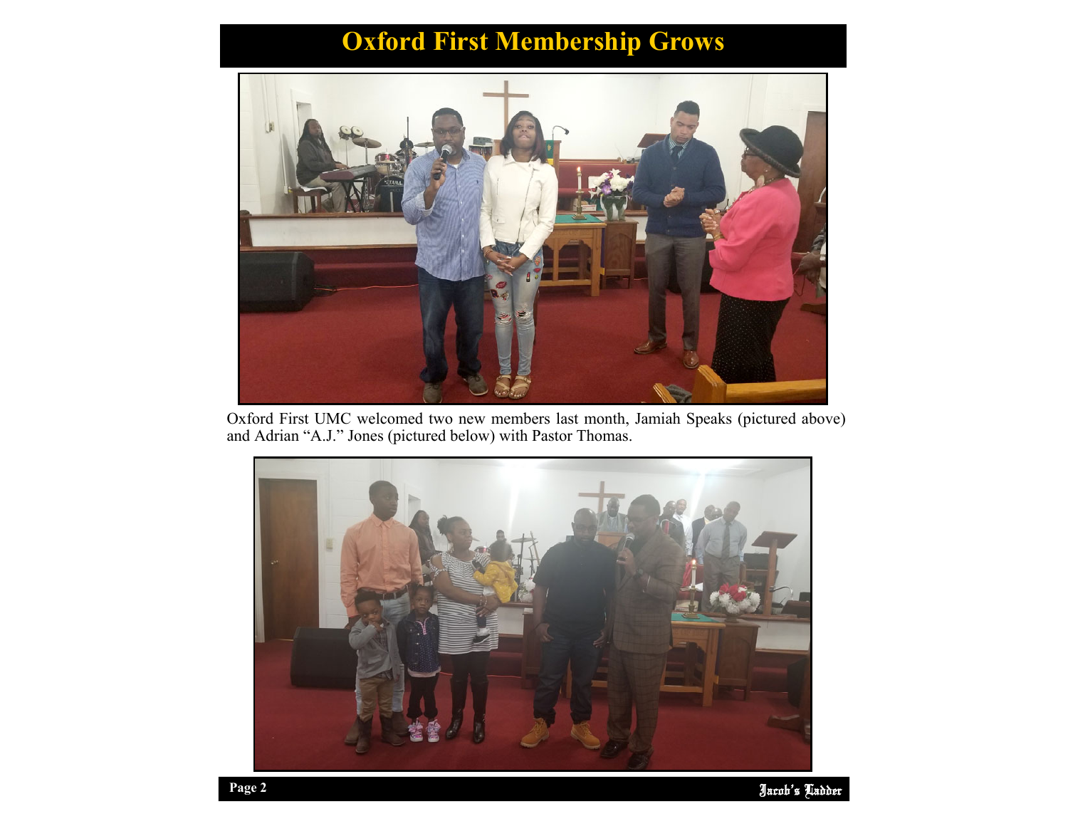# Oxford First Membership Grows

Oxford First UMC welcomed two new members last month, Jamiah Speaks (pictured above) and Adrian “A.J.” Jones (pictured below) with Pastor Thomas.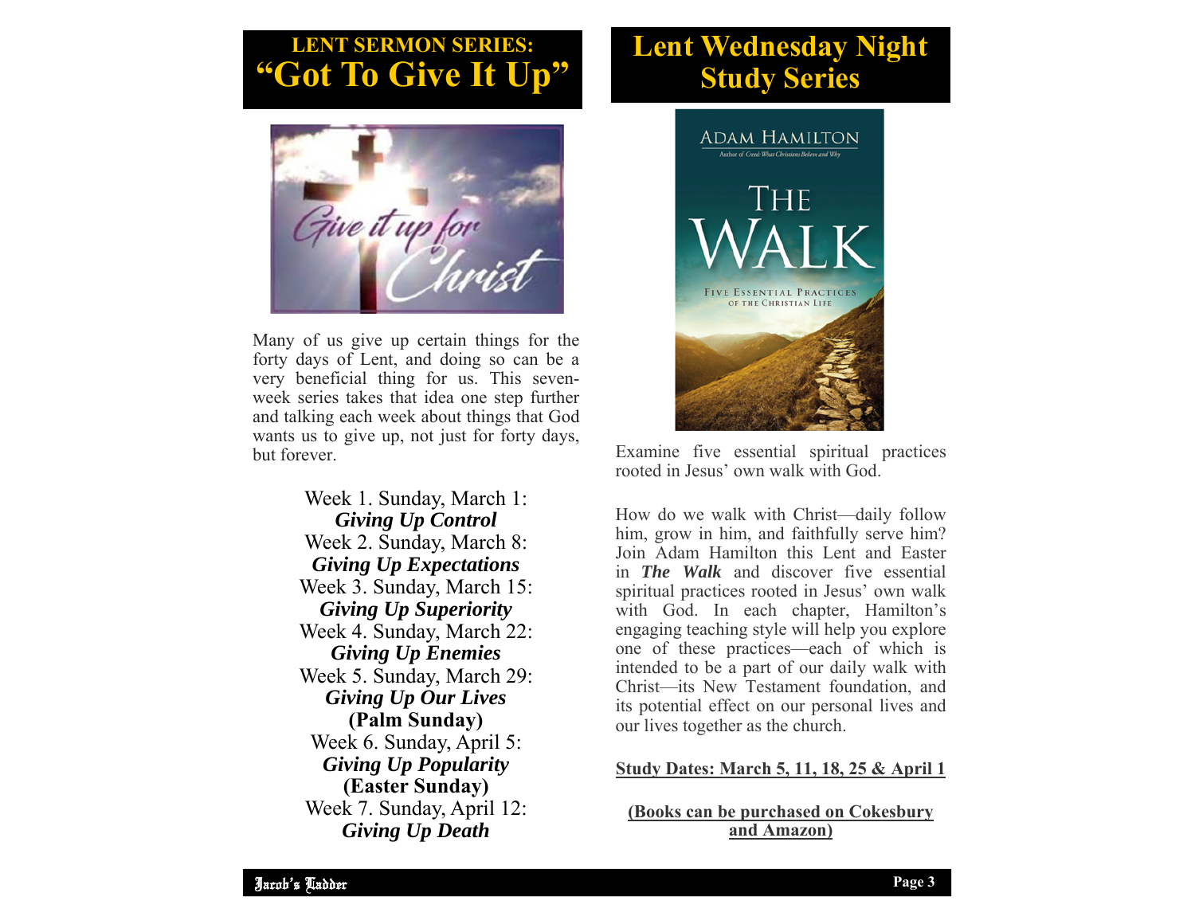## LENT SERMON SERIES: "Got To Give It Up"

Many of us give up certain things for the forty days of Lent, and doing so can be a very beneficial thing for us. This seven-week series takes that idea one step further and talking each week about things that God wants us to give up, not just for forty days, but forever.

Week 1. Sunday, March 1:
***Giving Up Control***
Week 2. Sunday, March 8:
***Giving Up Expectations***
Week 3. Sunday, March 15:
***Giving Up Superiority***
Week 4. Sunday, March 22:
***Giving Up Enemies***
Week 5. Sunday, March 29:
***Giving Up Our Lives***
**(Palm Sunday)**
Week 6. Sunday, April 5:
***Giving Up Popularity***
**(Easter Sunday)**
Week 7. Sunday, April 12:
***Giving Up Death***

## Lent Wednesday Night Study Series

Examine five essential spiritual practices rooted in Jesus' own walk with God.

How do we walk with Christ—daily follow him, grow in him, and faithfully serve him? Join Adam Hamilton this Lent and Easter in ***The Walk*** and discover five essential spiritual practices rooted in Jesus' own walk with God. In each chapter, Hamilton's engaging teaching style will help you explore one of these practices—each of which is intended to be a part of our daily walk with Christ—its New Testament foundation, and its potential effect on our personal lives and our lives together as the church.

**Study Dates: March 5, 11, 18, 25 & April 1**

**(Books can be purchased on Cokesbury and Amazon)**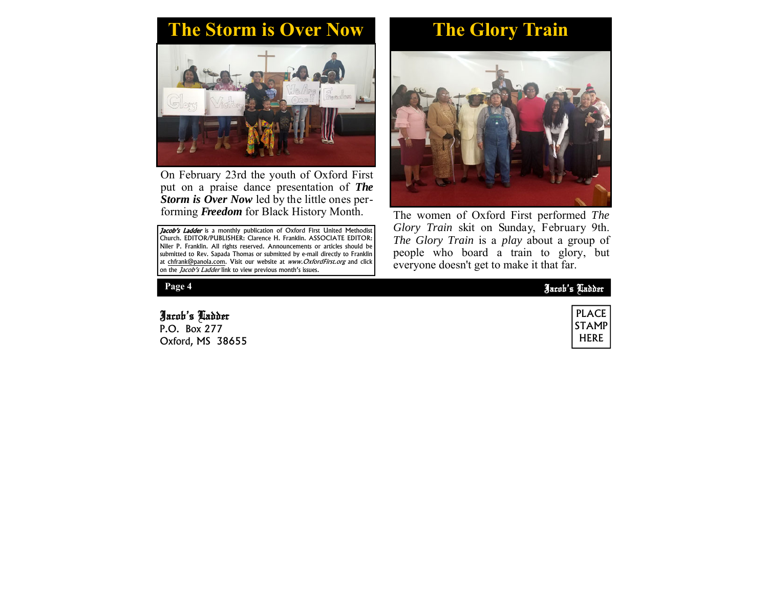# The Storm is Over Now

On February 23rd the youth of Oxford First put on a praise dance presentation of ***The Storm is Over Now*** led by the little ones performing ***Freedom*** for Black History Month.

*Jacob's Ladder* is a monthly publication of Oxford First United Methodist Church. EDITOR/PUBLISHER: Clarence H. Franklin. ASSOCIATE EDITOR: Niler P. Franklin. All rights reserved. Announcements or articles should be submitted to Rev. Sapada Thomas or submitted by e-mail directly to Franklin at chfrank@panola.com. Visit our website at *www.OxfordFirst.org* and click on the *Jacob's Ladder* link to view previous month's issues.

# The Glory Train

The women of Oxford First performed *The Glory Train* skit on Sunday, February 9th. *The Glory Train* is a *play* about a group of people who board a train to glory, but everyone doesn't get to make it that far.

Jacob's Ladder
P.O. Box 277
Oxford, MS 38655

PLACE STAMP HERE